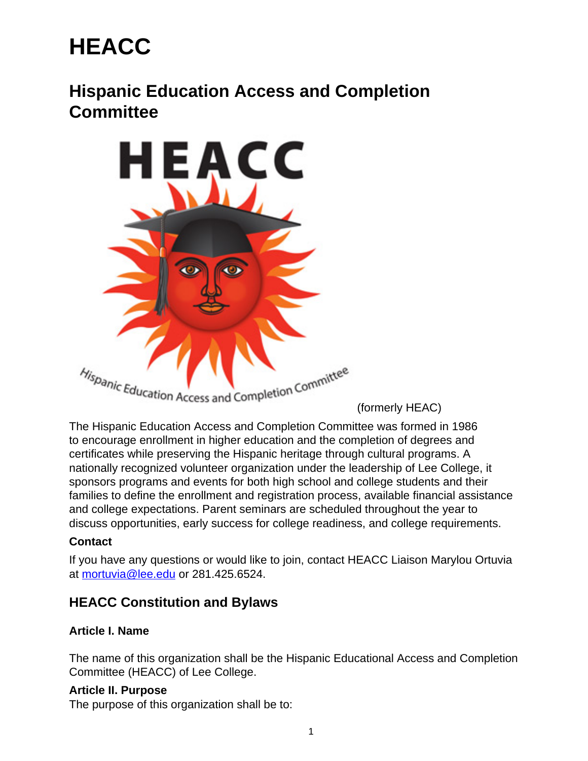# HEACC

## Hispanic Education Access and Completion Committee

(formerly HEAC)

The Hispanic Education Access and Completion Committee was formed in 1986 to encourage enrollment in higher education and the completion of degrees and certificates while preserving the Hispanic heritage through cultural programs. A nationally recognized volunteer organization under the leadership of Lee College, it sponsors programs and events for both high school and college students and their families to define the enrollment and registration process, available financial assistance and college expectations. Parent seminars are scheduled throughout the year to discuss opportunities, early success for college readiness, and college requirements.

**Contact**

If you have any questions or would like to join, contact HEACC Liaison Marylou Ortuvia at mortuvia@lee.edu or 281.425.6524.

### HEACC Constitution and Bylaws

**Article I. Name**

The name of this organization shall be the Hispanic Educational Access and Completion Committee (HEACC) of Lee College.

**Article II. Purpose**

The purpose of this organization shall be to: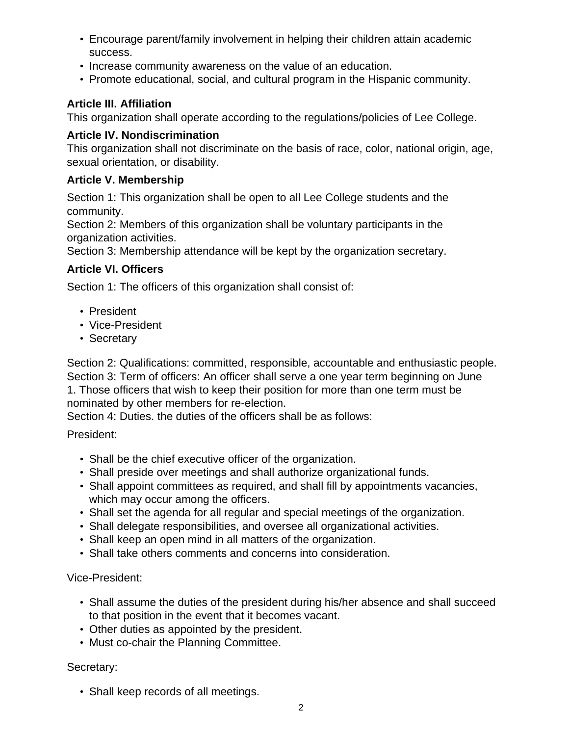- Encourage parent/family involvement in helping their children attain academic success.
- Increase community awareness on the value of an education.
- Promote educational, social, and cultural program in the Hispanic community.

### Article III. Affiliation

This organization shall operate according to the regulations/policies of Lee College.

### Article IV. Nondiscrimination

This organization shall not discriminate on the basis of race, color, national origin, age, sexual orientation, or disability.

### Article V. Membership

Section 1: This organization shall be open to all Lee College students and the community.
Section 2: Members of this organization shall be voluntary participants in the organization activities.
Section 3: Membership attendance will be kept by the organization secretary.

### Article VI. Officers

Section 1: The officers of this organization shall consist of:

- President
- Vice-President
- Secretary

Section 2: Qualifications: committed, responsible, accountable and enthusiastic people.
Section 3: Term of officers: An officer shall serve a one year term beginning on June 1. Those officers that wish to keep their position for more than one term must be nominated by other members for re-election.
Section 4: Duties. the duties of the officers shall be as follows:

President:

- Shall be the chief executive officer of the organization.
- Shall preside over meetings and shall authorize organizational funds.
- Shall appoint committees as required, and shall fill by appointments vacancies, which may occur among the officers.
- Shall set the agenda for all regular and special meetings of the organization.
- Shall delegate responsibilities, and oversee all organizational activities.
- Shall keep an open mind in all matters of the organization.
- Shall take others comments and concerns into consideration.

Vice-President:

- Shall assume the duties of the president during his/her absence and shall succeed to that position in the event that it becomes vacant.
- Other duties as appointed by the president.
- Must co-chair the Planning Committee.

Secretary:

- Shall keep records of all meetings.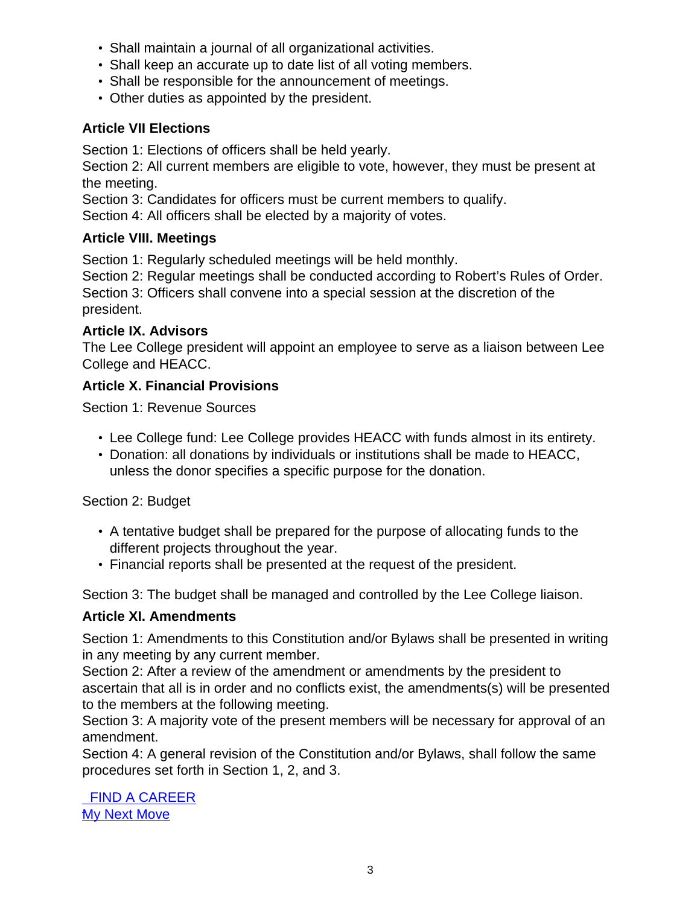- Shall maintain a journal of all organizational activities.
- Shall keep an accurate up to date list of all voting members.
- Shall be responsible for the announcement of meetings.
- Other duties as appointed by the president.

**Article VII Elections**

Section 1: Elections of officers shall be held yearly.
Section 2: All current members are eligible to vote, however, they must be present at the meeting.
Section 3: Candidates for officers must be current members to qualify.
Section 4: All officers shall be elected by a majority of votes.

**Article VIII. Meetings**

Section 1: Regularly scheduled meetings will be held monthly.
Section 2: Regular meetings shall be conducted according to Robert's Rules of Order.
Section 3: Officers shall convene into a special session at the discretion of the president.

**Article IX. Advisors**

The Lee College president will appoint an employee to serve as a liaison between Lee College and HEACC.

**Article X. Financial Provisions**

Section 1: Revenue Sources

- Lee College fund: Lee College provides HEACC with funds almost in its entirety.
- Donation: all donations by individuals or institutions shall be made to HEACC, unless the donor specifies a specific purpose for the donation.

Section 2: Budget

- A tentative budget shall be prepared for the purpose of allocating funds to the different projects throughout the year.
- Financial reports shall be presented at the request of the president.

Section 3: The budget shall be managed and controlled by the Lee College liaison.

**Article XI. Amendments**

Section 1: Amendments to this Constitution and/or Bylaws shall be presented in writing in any meeting by any current member.
Section 2: After a review of the amendment or amendments by the president to ascertain that all is in order and no conflicts exist, the amendments(s) will be presented to the members at the following meeting.
Section 3: A majority vote of the present members will be necessary for approval of an amendment.
Section 4: A general revision of the Constitution and/or Bylaws, shall follow the same procedures set forth in Section 1, 2, and 3.

FIND A CAREER
My Next Move